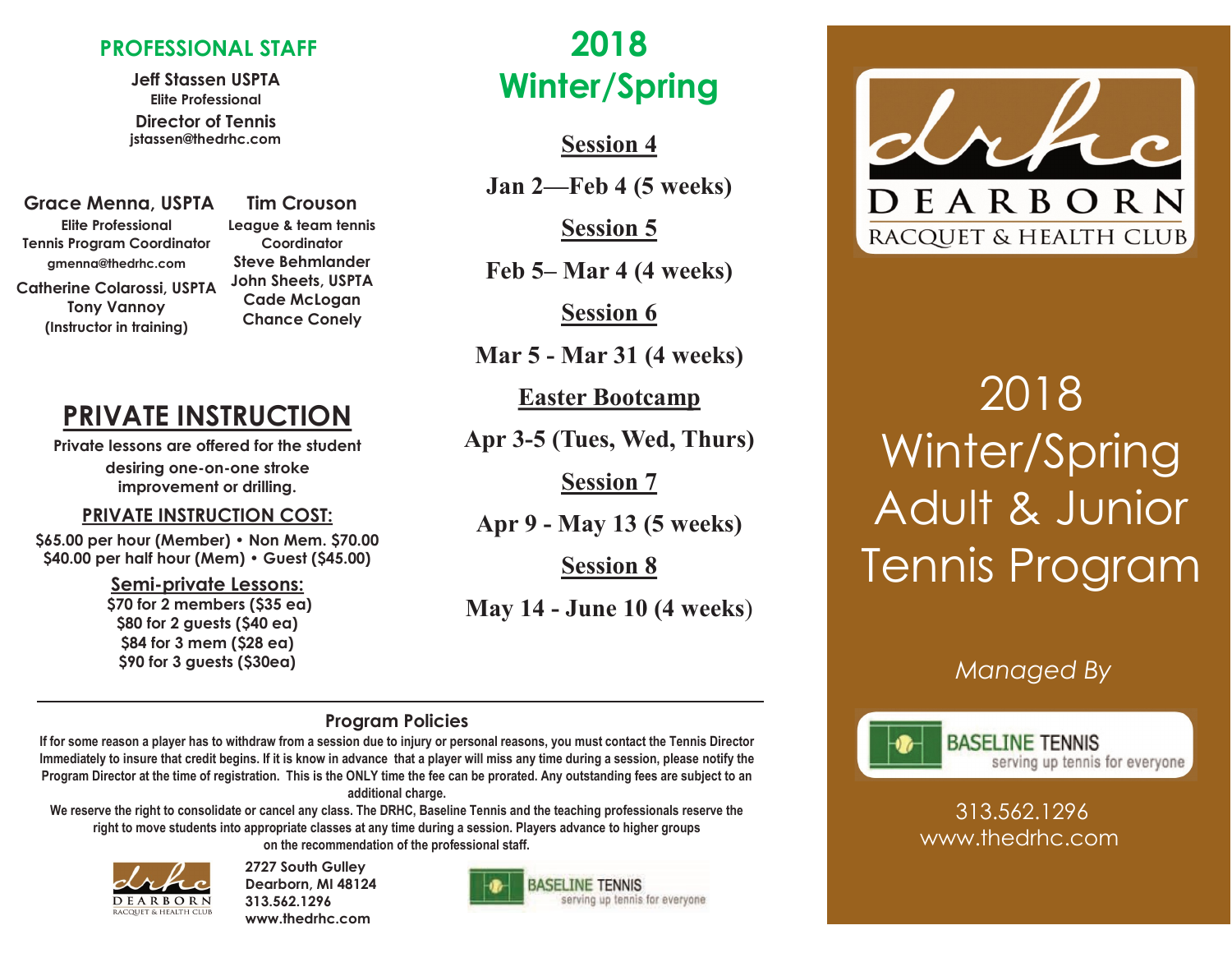## PROFESSIONAL STAFF

**Jeff Stassen USPTA**
Elite Professional
**Director of Tennis**
jstassen@thedrhc.com

**Grace Menna, USPTA**
Elite Professional
Tennis Program Coordinator
gmenna@thedrhc.com
**Catherine Colarossi, USPTA**
**Tony Vannoy**
(Instructor in training)

**Tim Crouson**
League & team tennis Coordinator
**Steve Behmlander**
**John Sheets, USPTA**
**Cade McLogan**
**Chance Conely**

## PRIVATE INSTRUCTION

Private lessons are offered for the student desiring one-on-one stroke improvement or drilling.

**PRIVATE INSTRUCTION COST:**

$65.00 per hour (Member) • Non Mem. $70.00
$40.00 per half hour (Mem) • Guest ($45.00)

**Semi-private Lessons:**

$70 for 2 members ($35 ea)
$80 for 2 guests ($40 ea)
$84 for 3 mem ($28 ea)
$90 for 3 guests ($30ea)

# 2018 Winter/Spring

**Session 4**
Jan 2—Feb 4 (5 weeks)

**Session 5**
Feb 5– Mar 4 (4 weeks)

**Session 6**
Mar 5 - Mar 31 (4 weeks)

**Easter Bootcamp**
Apr 3-5 (Tues, Wed, Thurs)

**Session 7**
Apr 9 - May 13 (5 weeks)

**Session 8**
May 14 - June 10 (4 weeks)

### Program Policies

If for some reason a player has to withdraw from a session due to injury or personal reasons, you must contact the Tennis Director Immediately to insure that credit begins. If it is know in advance that a player will miss any time during a session, please notify the Program Director at the time of registration. This is the ONLY time the fee can be prorated. Any outstanding fees are subject to an additional charge.

We reserve the right to consolidate or cancel any class. The DRHC, Baseline Tennis and the teaching professionals reserve the right to move students into appropriate classes at any time during a session. Players advance to higher groups on the recommendation of the professional staff.

DEARBORN RACQUET & HEALTH CLUB
2727 South Gulley
Dearborn, MI 48124
313.562.1296
www.thedrhc.com

BASELINE TENNIS
serving up tennis for everyone

DEARBORN RACQUET & HEALTH CLUB

# 2018 Winter/Spring Adult & Junior Tennis Program

*Managed By*

BASELINE TENNIS
serving up tennis for everyone

313.562.1296
www.thedrhc.com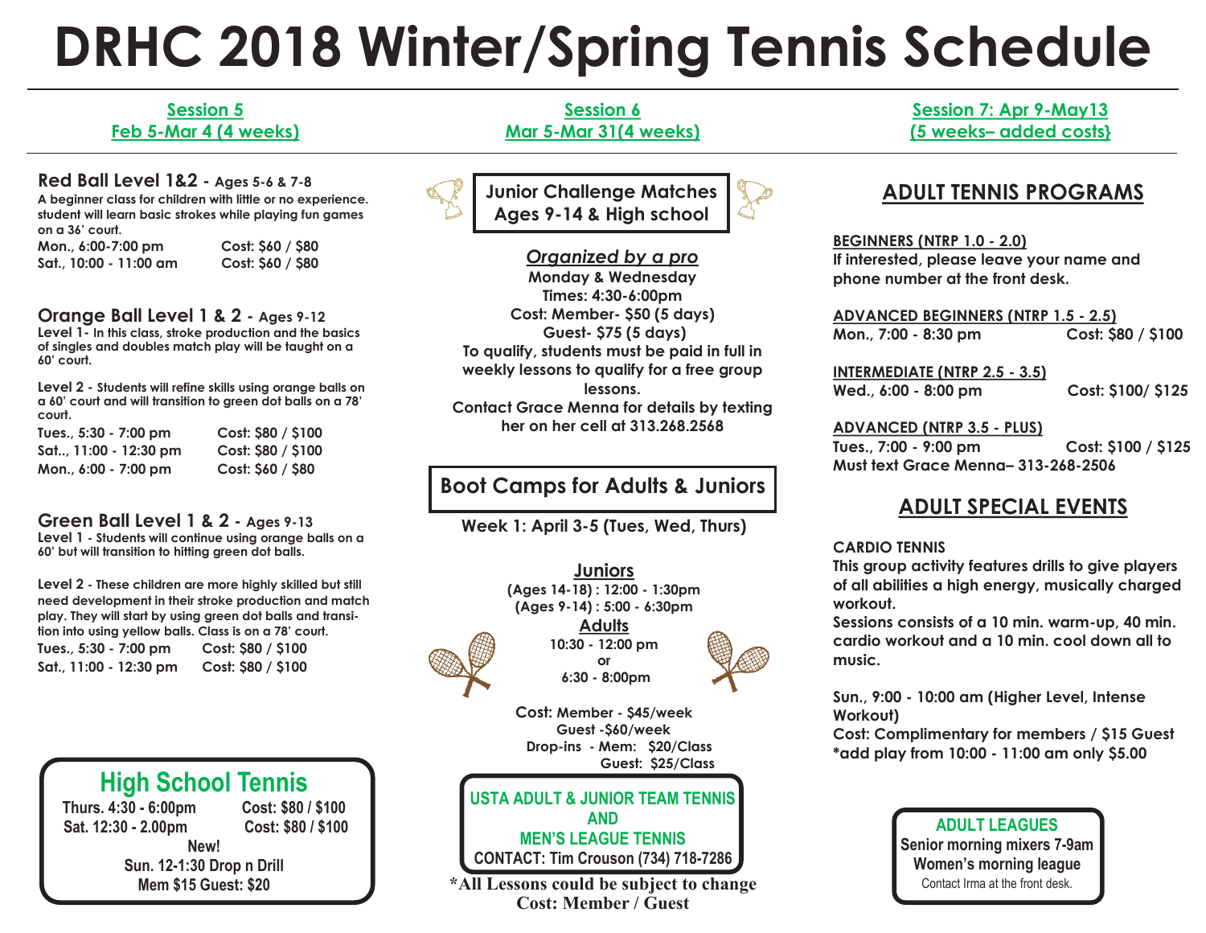# DRHC 2018 Winter/Spring Tennis Schedule

**Session 5**
**Feb 5-Mar 4 (4 weeks)**

**Session 6**
**Mar 5-Mar 31(4 weeks)**

**Session 7: Apr 9-May13**
**(5 weeks– added costs}**

### Red Ball Level 1&2 - Ages 5-6 & 7-8

A beginner class for children with little or no experience. student will learn basic strokes while playing fun games on a 36' court.

Mon., 6:00-7:00 pm — Cost: $60 / $80
Sat., 10:00 - 11:00 am — Cost: $60 / $80

### Orange Ball Level 1 & 2 - Ages 9-12

**Level 1-** In this class, stroke production and the basics of singles and doubles match play will be taught on a 60' court.

**Level 2 -** Students will refine skills using orange balls on a 60' court and will transition to green dot balls on a 78' court.

Tues., 5:30 - 7:00 pm — Cost: $80 / $100
Sat.., 11:00 - 12:30 pm — Cost: $80 / $100
Mon., 6:00 - 7:00 pm — Cost: $60 / $80

### Green Ball Level 1 & 2 - Ages 9-13

**Level 1 -** Students will continue using orange balls on a 60' but will transition to hitting green dot balls.

**Level 2 -** These children are more highly skilled but still need development in their stroke production and match play. They will start by using green dot balls and transition into using yellow balls. Class is on a 78' court.

Tues., 5:30 - 7:00 pm — Cost: $80 / $100
Sat., 11:00 - 12:30 pm — Cost: $80 / $100

### High School Tennis

Thurs. 4:30 - 6:00pm — Cost: $80 / $100
Sat. 12:30 - 2.00pm — Cost: $80 / $100

New!
Sun. 12-1:30 Drop n Drill
Mem $15 Guest: $20

### Junior Challenge Matches Ages 9-14 & High school

*Organized by a pro*
Monday & Wednesday
Times: 4:30-6:00pm
Cost: Member- $50 (5 days)
Guest- $75 (5 days)
To qualify, students must be paid in full in weekly lessons to qualify for a free group lessons.
Contact Grace Menna for details by texting her on her cell at 313.268.2568

### Boot Camps for Adults & Juniors

Week 1: April 3-5 (Tues, Wed, Thurs)

**Juniors**
(Ages 14-18) : 12:00 - 1:30pm
(Ages 9-14) : 5:00 - 6:30pm

**Adults**
10:30 - 12:00 pm
or
6:30 - 8:00pm

Cost: Member - $45/week
Guest -$60/week
Drop-ins - Mem: $20/Class
Guest: $25/Class

**USTA ADULT & JUNIOR TEAM TENNIS AND MEN'S LEAGUE TENNIS**
CONTACT: Tim Crouson (734) 718-7286

*All Lessons could be subject to change
Cost: Member / Guest

## ADULT TENNIS PROGRAMS

**BEGINNERS (NTRP 1.0 - 2.0)**
If interested, please leave your name and phone number at the front desk.

**ADVANCED BEGINNERS (NTRP 1.5 - 2.5)**
Mon., 7:00 - 8:30 pm — Cost: $80 / $100

**INTERMEDIATE (NTRP 2.5 - 3.5)**
Wed., 6:00 - 8:00 pm — Cost: $100/ $125

**ADVANCED (NTRP 3.5 - PLUS)**
Tues., 7:00 - 9:00 pm — Cost: $100 / $125
Must text Grace Menna– 313-268-2506

## ADULT SPECIAL EVENTS

**CARDIO TENNIS**
This group activity features drills to give players of all abilities a high energy, musically charged workout.
Sessions consists of a 10 min. warm-up, 40 min. cardio workout and a 10 min. cool down all to music.

Sun., 9:00 - 10:00 am (Higher Level, Intense Workout)
Cost: Complimentary for members / $15 Guest
*add play from 10:00 - 11:00 am only $5.00

**ADULT LEAGUES**
Senior morning mixers 7-9am
Women's morning league
Contact Irma at the front desk.